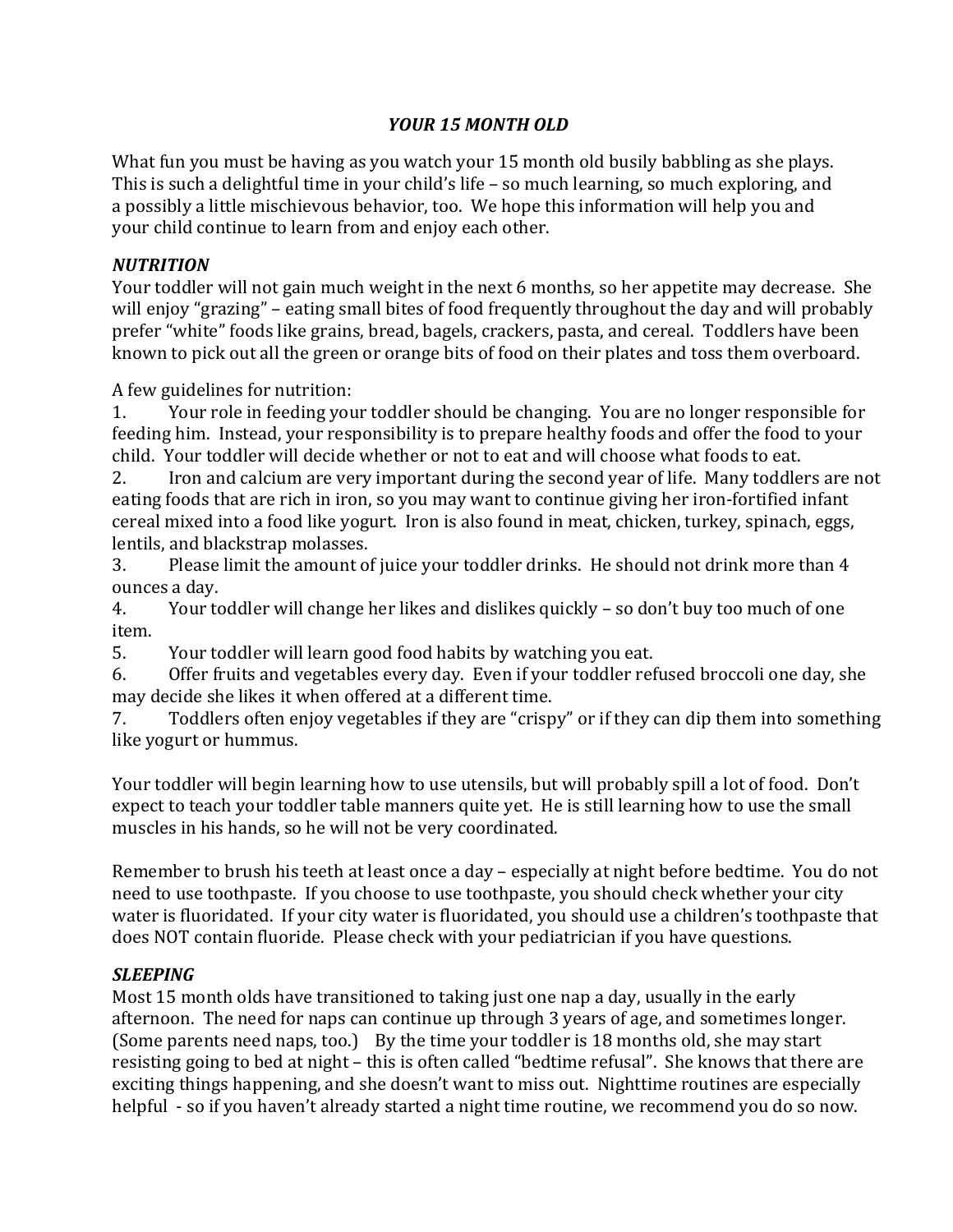# *YOUR 15 MONTH OLD*

What fun you must be having as you watch your 15 month old busily babbling as she plays. This is such a delightful time in your child's life – so much learning, so much exploring, and a possibly a little mischievous behavior, too. We hope this information will help you and your child continue to learn from and enjoy each other.

## *NUTRITION*

Your toddler will not gain much weight in the next 6 months, so her appetite may decrease. She will enjoy "grazing" – eating small bites of food frequently throughout the day and will probably prefer "white" foods like grains, bread, bagels, crackers, pasta, and cereal. Toddlers have been known to pick out all the green or orange bits of food on their plates and toss them overboard.

A few guidelines for nutrition:

1. Your role in feeding your toddler should be changing. You are no longer responsible for feeding him. Instead, your responsibility is to prepare healthy foods and offer the food to your child. Your toddler will decide whether or not to eat and will choose what foods to eat.
2. Iron and calcium are very important during the second year of life. Many toddlers are not eating foods that are rich in iron, so you may want to continue giving her iron-fortified infant cereal mixed into a food like yogurt. Iron is also found in meat, chicken, turkey, spinach, eggs, lentils, and blackstrap molasses.
3. Please limit the amount of juice your toddler drinks. He should not drink more than 4 ounces a day.
4. Your toddler will change her likes and dislikes quickly – so don't buy too much of one item.
5. Your toddler will learn good food habits by watching you eat.
6. Offer fruits and vegetables every day. Even if your toddler refused broccoli one day, she may decide she likes it when offered at a different time.
7. Toddlers often enjoy vegetables if they are "crispy" or if they can dip them into something like yogurt or hummus.

Your toddler will begin learning how to use utensils, but will probably spill a lot of food. Don't expect to teach your toddler table manners quite yet. He is still learning how to use the small muscles in his hands, so he will not be very coordinated.

Remember to brush his teeth at least once a day – especially at night before bedtime. You do not need to use toothpaste. If you choose to use toothpaste, you should check whether your city water is fluoridated. If your city water is fluoridated, you should use a children's toothpaste that does NOT contain fluoride. Please check with your pediatrician if you have questions.

## *SLEEPING*

Most 15 month olds have transitioned to taking just one nap a day, usually in the early afternoon. The need for naps can continue up through 3 years of age, and sometimes longer. (Some parents need naps, too.) By the time your toddler is 18 months old, she may start resisting going to bed at night – this is often called "bedtime refusal". She knows that there are exciting things happening, and she doesn't want to miss out. Nighttime routines are especially helpful - so if you haven't already started a night time routine, we recommend you do so now.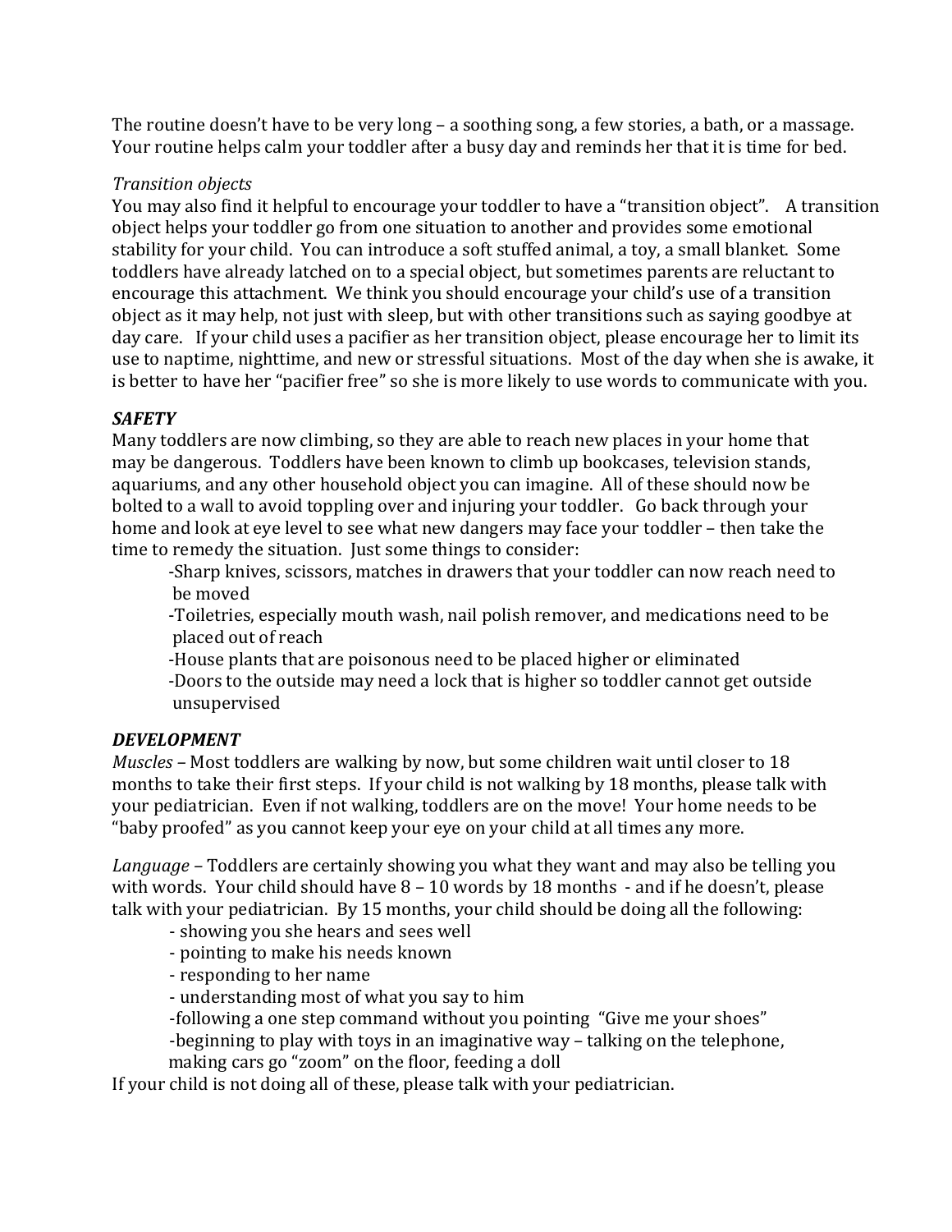The routine doesn't have to be very long – a soothing song, a few stories, a bath, or a massage. Your routine helps calm your toddler after a busy day and reminds her that it is time for bed.

*Transition objects*
You may also find it helpful to encourage your toddler to have a "transition object". A transition object helps your toddler go from one situation to another and provides some emotional stability for your child. You can introduce a soft stuffed animal, a toy, a small blanket. Some toddlers have already latched on to a special object, but sometimes parents are reluctant to encourage this attachment. We think you should encourage your child's use of a transition object as it may help, not just with sleep, but with other transitions such as saying goodbye at day care. If your child uses a pacifier as her transition object, please encourage her to limit its use to naptime, nighttime, and new or stressful situations. Most of the day when she is awake, it is better to have her "pacifier free" so she is more likely to use words to communicate with you.

***SAFETY***
Many toddlers are now climbing, so they are able to reach new places in your home that may be dangerous. Toddlers have been known to climb up bookcases, television stands, aquariums, and any other household object you can imagine. All of these should now be bolted to a wall to avoid toppling over and injuring your toddler. Go back through your home and look at eye level to see what new dangers may face your toddler – then take the time to remedy the situation. Just some things to consider:

- Sharp knives, scissors, matches in drawers that your toddler can now reach need to be moved
- Toiletries, especially mouth wash, nail polish remover, and medications need to be placed out of reach
- House plants that are poisonous need to be placed higher or eliminated
- Doors to the outside may need a lock that is higher so toddler cannot get outside unsupervised

***DEVELOPMENT***
*Muscles* – Most toddlers are walking by now, but some children wait until closer to 18 months to take their first steps. If your child is not walking by 18 months, please talk with your pediatrician. Even if not walking, toddlers are on the move! Your home needs to be "baby proofed" as you cannot keep your eye on your child at all times any more.

*Language* – Toddlers are certainly showing you what they want and may also be telling you with words. Your child should have 8 – 10 words by 18 months - and if he doesn't, please talk with your pediatrician. By 15 months, your child should be doing all the following:

- showing you she hears and sees well
- pointing to make his needs known
- responding to her name
- understanding most of what you say to him
- following a one step command without you pointing "Give me your shoes"
- beginning to play with toys in an imaginative way – talking on the telephone, making cars go "zoom" on the floor, feeding a doll

If your child is not doing all of these, please talk with your pediatrician.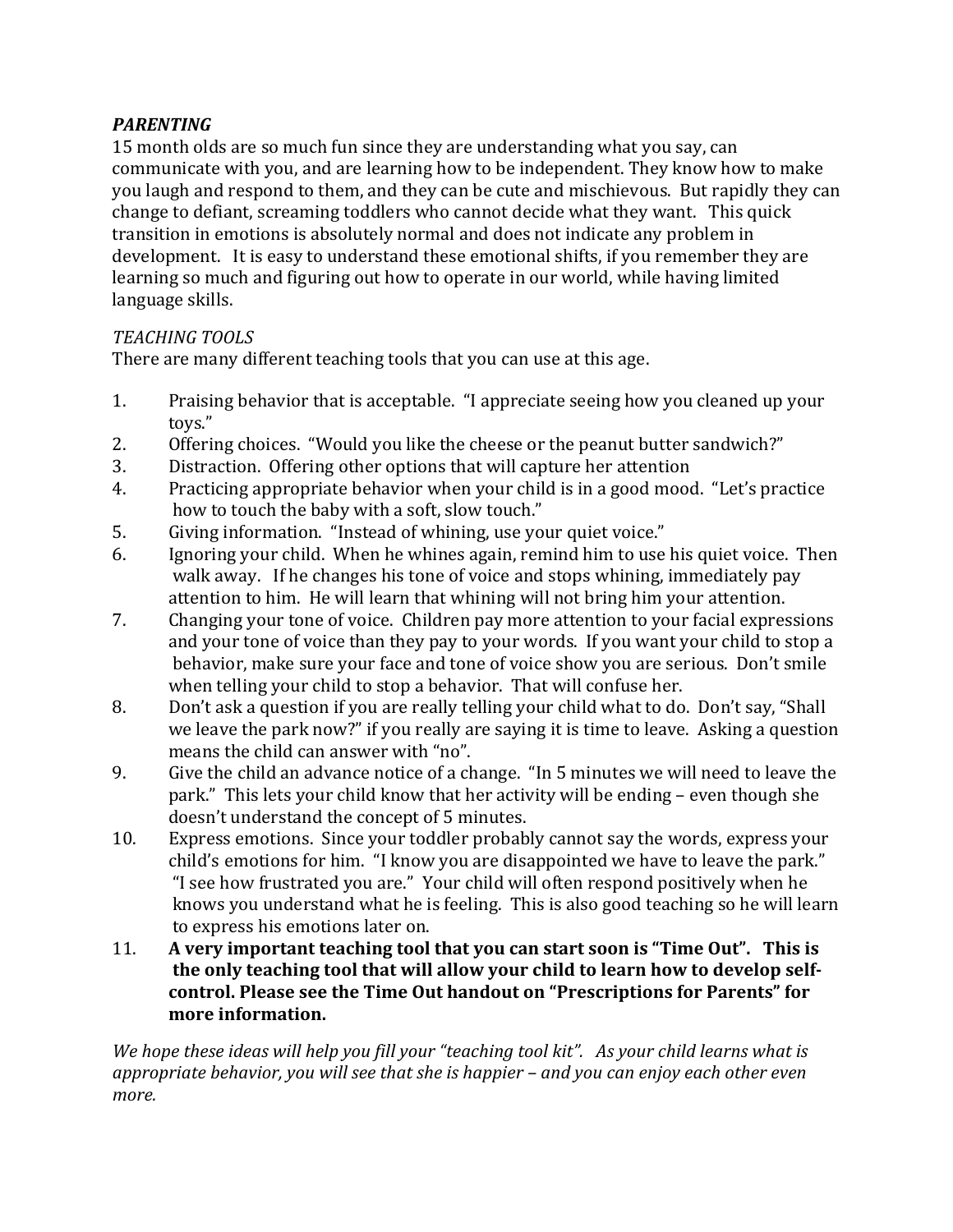***PARENTING***

15 month olds are so much fun since they are understanding what you say, can communicate with you, and are learning how to be independent. They know how to make you laugh and respond to them, and they can be cute and mischievous. But rapidly they can change to defiant, screaming toddlers who cannot decide what they want. This quick transition in emotions is absolutely normal and does not indicate any problem in development. It is easy to understand these emotional shifts, if you remember they are learning so much and figuring out how to operate in our world, while having limited language skills.

*TEACHING TOOLS*

There are many different teaching tools that you can use at this age.

1. Praising behavior that is acceptable. "I appreciate seeing how you cleaned up your toys."
2. Offering choices. "Would you like the cheese or the peanut butter sandwich?"
3. Distraction. Offering other options that will capture her attention
4. Practicing appropriate behavior when your child is in a good mood. "Let's practice how to touch the baby with a soft, slow touch."
5. Giving information. "Instead of whining, use your quiet voice."
6. Ignoring your child. When he whines again, remind him to use his quiet voice. Then walk away. If he changes his tone of voice and stops whining, immediately pay attention to him. He will learn that whining will not bring him your attention.
7. Changing your tone of voice. Children pay more attention to your facial expressions and your tone of voice than they pay to your words. If you want your child to stop a behavior, make sure your face and tone of voice show you are serious. Don't smile when telling your child to stop a behavior. That will confuse her.
8. Don't ask a question if you are really telling your child what to do. Don't say, "Shall we leave the park now?" if you really are saying it is time to leave. Asking a question means the child can answer with "no".
9. Give the child an advance notice of a change. "In 5 minutes we will need to leave the park." This lets your child know that her activity will be ending – even though she doesn't understand the concept of 5 minutes.
10. Express emotions. Since your toddler probably cannot say the words, express your child's emotions for him. "I know you are disappointed we have to leave the park." "I see how frustrated you are." Your child will often respond positively when he knows you understand what he is feeling. This is also good teaching so he will learn to express his emotions later on.
11. **A very important teaching tool that you can start soon is "Time Out". This is the only teaching tool that will allow your child to learn how to develop self-control. Please see the Time Out handout on "Prescriptions for Parents" for more information.**

*We hope these ideas will help you fill your "teaching tool kit". As your child learns what is appropriate behavior, you will see that she is happier – and you can enjoy each other even more.*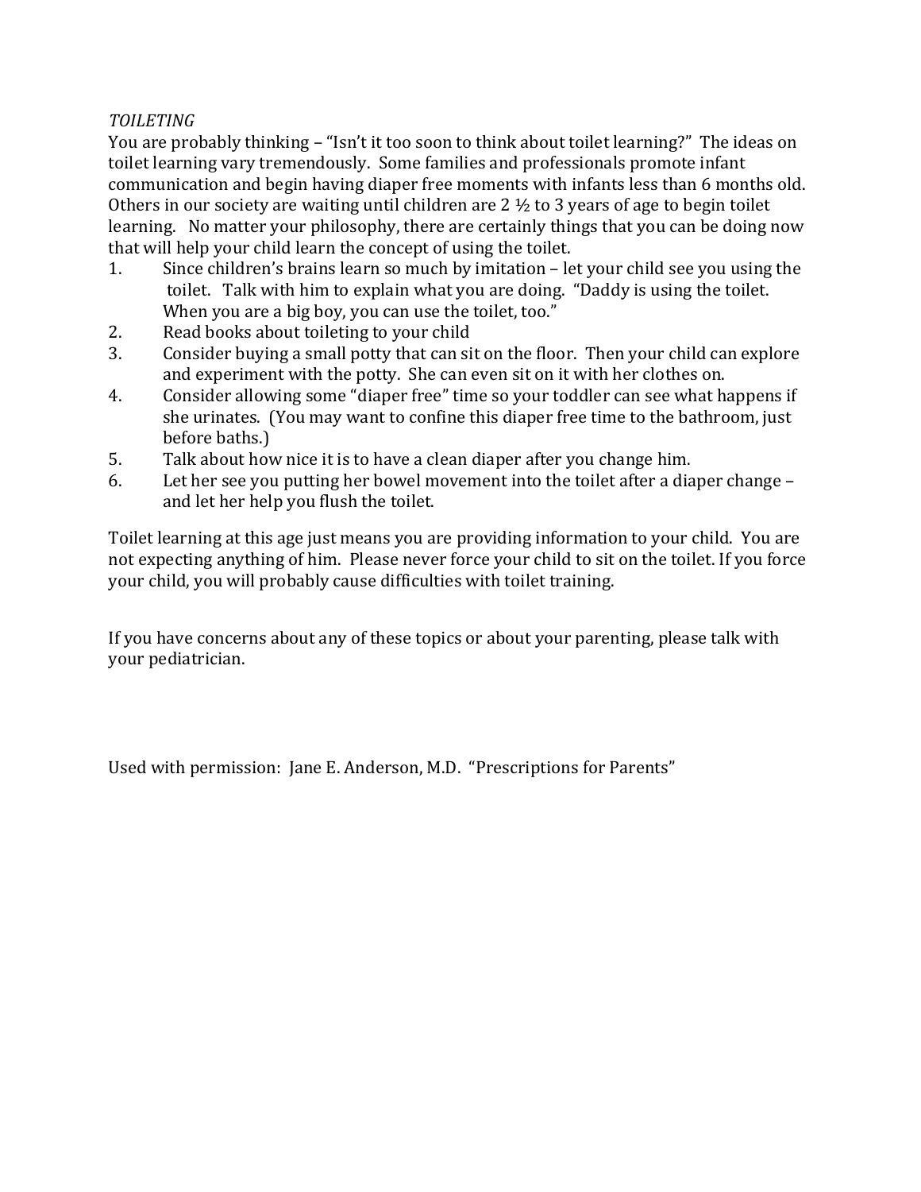*TOILETING*

You are probably thinking – "Isn't it too soon to think about toilet learning?" The ideas on toilet learning vary tremendously. Some families and professionals promote infant communication and begin having diaper free moments with infants less than 6 months old. Others in our society are waiting until children are 2 ½ to 3 years of age to begin toilet learning. No matter your philosophy, there are certainly things that you can be doing now that will help your child learn the concept of using the toilet.

1. Since children's brains learn so much by imitation – let your child see you using the toilet. Talk with him to explain what you are doing. "Daddy is using the toilet. When you are a big boy, you can use the toilet, too."
2. Read books about toileting to your child
3. Consider buying a small potty that can sit on the floor. Then your child can explore and experiment with the potty. She can even sit on it with her clothes on.
4. Consider allowing some "diaper free" time so your toddler can see what happens if she urinates. (You may want to confine this diaper free time to the bathroom, just before baths.)
5. Talk about how nice it is to have a clean diaper after you change him.
6. Let her see you putting her bowel movement into the toilet after a diaper change – and let her help you flush the toilet.

Toilet learning at this age just means you are providing information to your child. You are not expecting anything of him. Please never force your child to sit on the toilet. If you force your child, you will probably cause difficulties with toilet training.

If you have concerns about any of these topics or about your parenting, please talk with your pediatrician.

Used with permission: Jane E. Anderson, M.D. "Prescriptions for Parents"